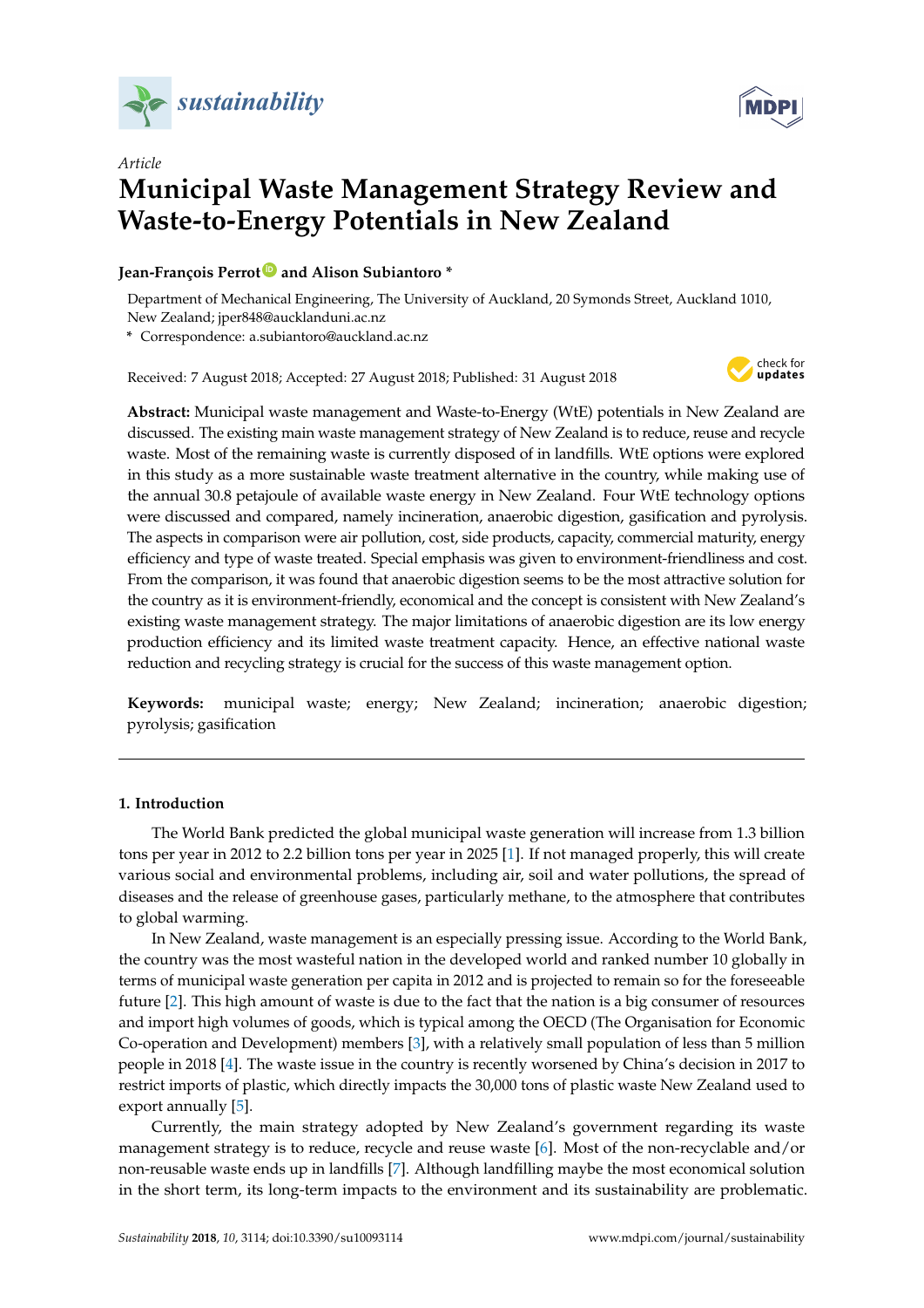*sustainability*

*Article*

# Municipal Waste Management Strategy Review and Waste-to-Energy Potentials in New Zealand

**Jean-François Perrot and Alison Subiantoro ***

Department of Mechanical Engineering, The University of Auckland, 20 Symonds Street, Auckland 1010, New Zealand; jper848@aucklanduni.ac.nz

* Correspondence: a.subiantoro@auckland.ac.nz

Received: 7 August 2018; Accepted: 27 August 2018; Published: 31 August 2018

**Abstract:** Municipal waste management and Waste-to-Energy (WtE) potentials in New Zealand are discussed. The existing main waste management strategy of New Zealand is to reduce, reuse and recycle waste. Most of the remaining waste is currently disposed of in landfills. WtE options were explored in this study as a more sustainable waste treatment alternative in the country, while making use of the annual 30.8 petajoule of available waste energy in New Zealand. Four WtE technology options were discussed and compared, namely incineration, anaerobic digestion, gasification and pyrolysis. The aspects in comparison were air pollution, cost, side products, capacity, commercial maturity, energy efficiency and type of waste treated. Special emphasis was given to environment-friendliness and cost. From the comparison, it was found that anaerobic digestion seems to be the most attractive solution for the country as it is environment-friendly, economical and the concept is consistent with New Zealand's existing waste management strategy. The major limitations of anaerobic digestion are its low energy production efficiency and its limited waste treatment capacity. Hence, an effective national waste reduction and recycling strategy is crucial for the success of this waste management option.

**Keywords:** municipal waste; energy; New Zealand; incineration; anaerobic digestion; pyrolysis; gasification

## 1. Introduction

The World Bank predicted the global municipal waste generation will increase from 1.3 billion tons per year in 2012 to 2.2 billion tons per year in 2025 [1]. If not managed properly, this will create various social and environmental problems, including air, soil and water pollutions, the spread of diseases and the release of greenhouse gases, particularly methane, to the atmosphere that contributes to global warming.

In New Zealand, waste management is an especially pressing issue. According to the World Bank, the country was the most wasteful nation in the developed world and ranked number 10 globally in terms of municipal waste generation per capita in 2012 and is projected to remain so for the foreseeable future [2]. This high amount of waste is due to the fact that the nation is a big consumer of resources and import high volumes of goods, which is typical among the OECD (The Organisation for Economic Co-operation and Development) members [3], with a relatively small population of less than 5 million people in 2018 [4]. The waste issue in the country is recently worsened by China's decision in 2017 to restrict imports of plastic, which directly impacts the 30,000 tons of plastic waste New Zealand used to export annually [5].

Currently, the main strategy adopted by New Zealand's government regarding its waste management strategy is to reduce, recycle and reuse waste [6]. Most of the non-recyclable and/or non-reusable waste ends up in landfills [7]. Although landfilling maybe the most economical solution in the short term, its long-term impacts to the environment and its sustainability are problematic.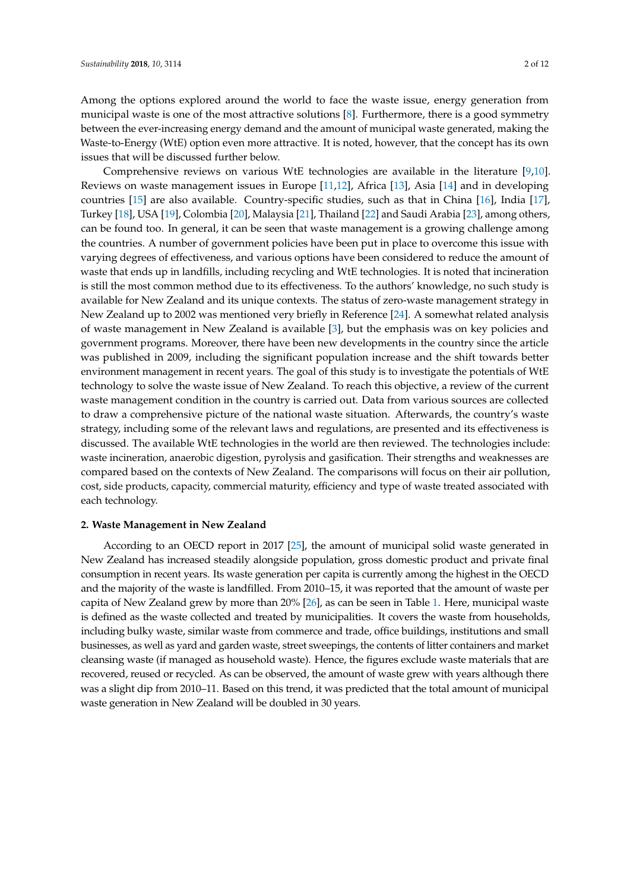Among the options explored around the world to face the waste issue, energy generation from municipal waste is one of the most attractive solutions [8]. Furthermore, there is a good symmetry between the ever-increasing energy demand and the amount of municipal waste generated, making the Waste-to-Energy (WtE) option even more attractive. It is noted, however, that the concept has its own issues that will be discussed further below.

Comprehensive reviews on various WtE technologies are available in the literature [9,10]. Reviews on waste management issues in Europe [11,12], Africa [13], Asia [14] and in developing countries [15] are also available. Country-specific studies, such as that in China [16], India [17], Turkey [18], USA [19], Colombia [20], Malaysia [21], Thailand [22] and Saudi Arabia [23], among others, can be found too. In general, it can be seen that waste management is a growing challenge among the countries. A number of government policies have been put in place to overcome this issue with varying degrees of effectiveness, and various options have been considered to reduce the amount of waste that ends up in landfills, including recycling and WtE technologies. It is noted that incineration is still the most common method due to its effectiveness. To the authors' knowledge, no such study is available for New Zealand and its unique contexts. The status of zero-waste management strategy in New Zealand up to 2002 was mentioned very briefly in Reference [24]. A somewhat related analysis of waste management in New Zealand is available [3], but the emphasis was on key policies and government programs. Moreover, there have been new developments in the country since the article was published in 2009, including the significant population increase and the shift towards better environment management in recent years. The goal of this study is to investigate the potentials of WtE technology to solve the waste issue of New Zealand. To reach this objective, a review of the current waste management condition in the country is carried out. Data from various sources are collected to draw a comprehensive picture of the national waste situation. Afterwards, the country's waste strategy, including some of the relevant laws and regulations, are presented and its effectiveness is discussed. The available WtE technologies in the world are then reviewed. The technologies include: waste incineration, anaerobic digestion, pyrolysis and gasification. Their strengths and weaknesses are compared based on the contexts of New Zealand. The comparisons will focus on their air pollution, cost, side products, capacity, commercial maturity, efficiency and type of waste treated associated with each technology.

## 2. Waste Management in New Zealand

According to an OECD report in 2017 [25], the amount of municipal solid waste generated in New Zealand has increased steadily alongside population, gross domestic product and private final consumption in recent years. Its waste generation per capita is currently among the highest in the OECD and the majority of the waste is landfilled. From 2010–15, it was reported that the amount of waste per capita of New Zealand grew by more than 20% [26], as can be seen in Table 1. Here, municipal waste is defined as the waste collected and treated by municipalities. It covers the waste from households, including bulky waste, similar waste from commerce and trade, office buildings, institutions and small businesses, as well as yard and garden waste, street sweepings, the contents of litter containers and market cleansing waste (if managed as household waste). Hence, the figures exclude waste materials that are recovered, reused or recycled. As can be observed, the amount of waste grew with years although there was a slight dip from 2010–11. Based on this trend, it was predicted that the total amount of municipal waste generation in New Zealand will be doubled in 30 years.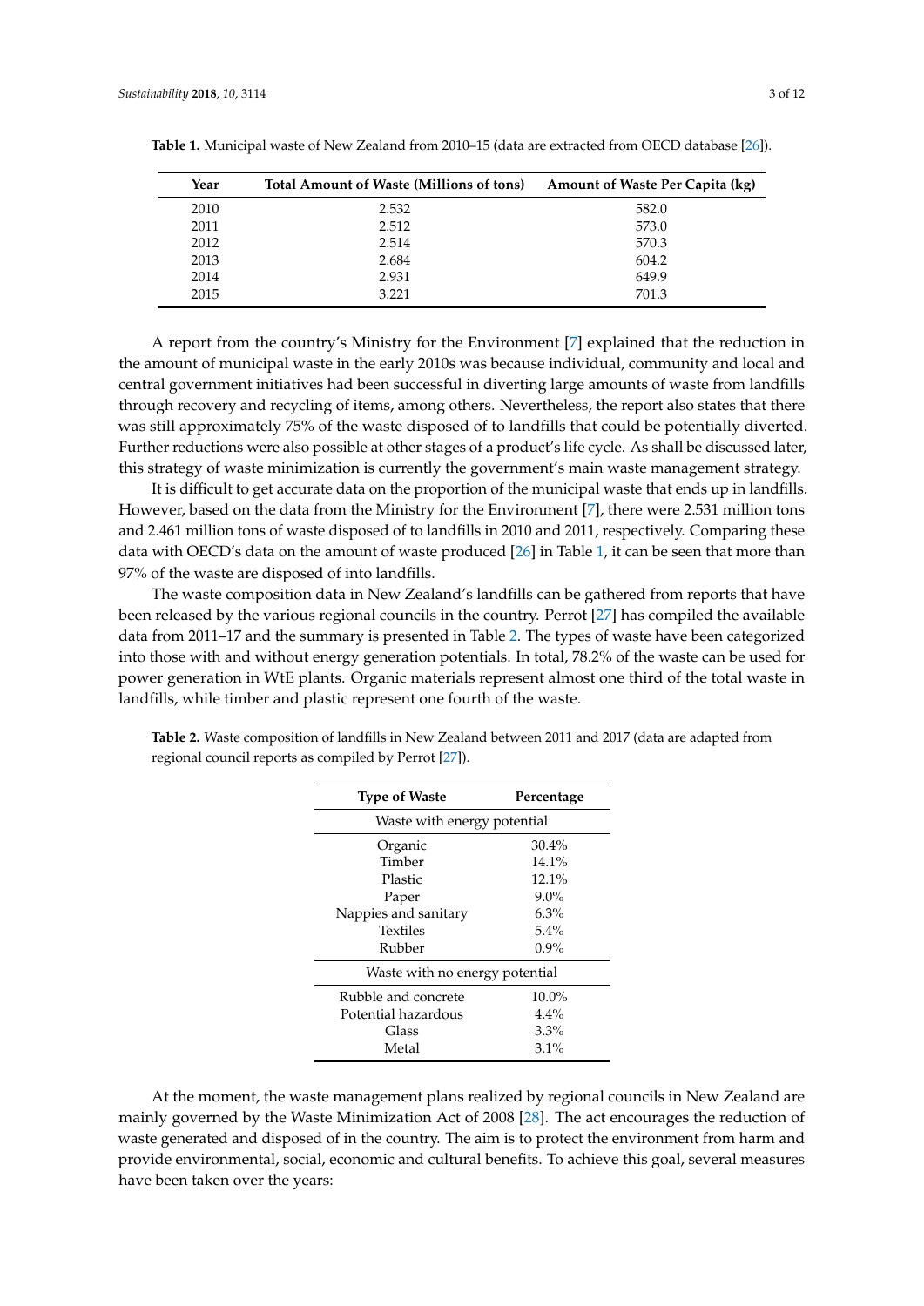**Table 1.** Municipal waste of New Zealand from 2010–15 (data are extracted from OECD database [26]).

| Year | Total Amount of Waste (Millions of tons) | Amount of Waste Per Capita (kg) |
|---|---|---|
| 2010 | 2.532 | 582.0 |
| 2011 | 2.512 | 573.0 |
| 2012 | 2.514 | 570.3 |
| 2013 | 2.684 | 604.2 |
| 2014 | 2.931 | 649.9 |
| 2015 | 3.221 | 701.3 |

A report from the country's Ministry for the Environment [7] explained that the reduction in the amount of municipal waste in the early 2010s was because individual, community and local and central government initiatives had been successful in diverting large amounts of waste from landfills through recovery and recycling of items, among others. Nevertheless, the report also states that there was still approximately 75% of the waste disposed of to landfills that could be potentially diverted. Further reductions were also possible at other stages of a product's life cycle. As shall be discussed later, this strategy of waste minimization is currently the government's main waste management strategy.

It is difficult to get accurate data on the proportion of the municipal waste that ends up in landfills. However, based on the data from the Ministry for the Environment [7], there were 2.531 million tons and 2.461 million tons of waste disposed of to landfills in 2010 and 2011, respectively. Comparing these data with OECD's data on the amount of waste produced [26] in Table 1, it can be seen that more than 97% of the waste are disposed of into landfills.

The waste composition data in New Zealand's landfills can be gathered from reports that have been released by the various regional councils in the country. Perrot [27] has compiled the available data from 2011–17 and the summary is presented in Table 2. The types of waste have been categorized into those with and without energy generation potentials. In total, 78.2% of the waste can be used for power generation in WtE plants. Organic materials represent almost one third of the total waste in landfills, while timber and plastic represent one fourth of the waste.

**Table 2.** Waste composition of landfills in New Zealand between 2011 and 2017 (data are adapted from regional council reports as compiled by Perrot [27]).

| Type of Waste | Percentage |
|---|---|
| Waste with energy potential | |
| Organic | 30.4% |
| Timber | 14.1% |
| Plastic | 12.1% |
| Paper | 9.0% |
| Nappies and sanitary | 6.3% |
| Textiles | 5.4% |
| Rubber | 0.9% |
| Waste with no energy potential | |
| Rubble and concrete | 10.0% |
| Potential hazardous | 4.4% |
| Glass | 3.3% |
| Metal | 3.1% |

At the moment, the waste management plans realized by regional councils in New Zealand are mainly governed by the Waste Minimization Act of 2008 [28]. The act encourages the reduction of waste generated and disposed of in the country. The aim is to protect the environment from harm and provide environmental, social, economic and cultural benefits. To achieve this goal, several measures have been taken over the years: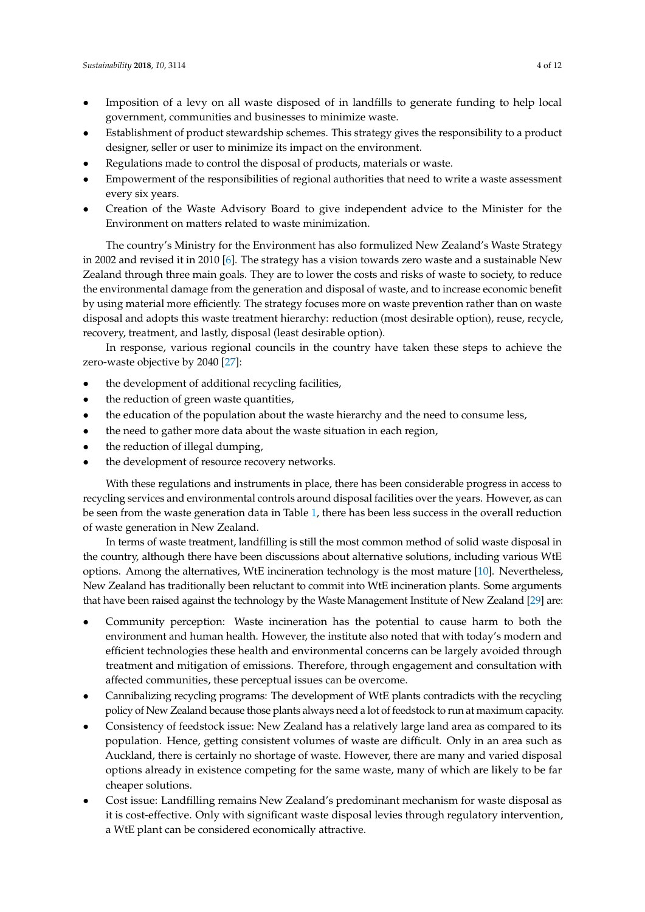- Imposition of a levy on all waste disposed of in landfills to generate funding to help local government, communities and businesses to minimize waste.
- Establishment of product stewardship schemes. This strategy gives the responsibility to a product designer, seller or user to minimize its impact on the environment.
- Regulations made to control the disposal of products, materials or waste.
- Empowerment of the responsibilities of regional authorities that need to write a waste assessment every six years.
- Creation of the Waste Advisory Board to give independent advice to the Minister for the Environment on matters related to waste minimization.

The country's Ministry for the Environment has also formulized New Zealand's Waste Strategy in 2002 and revised it in 2010 [6]. The strategy has a vision towards zero waste and a sustainable New Zealand through three main goals. They are to lower the costs and risks of waste to society, to reduce the environmental damage from the generation and disposal of waste, and to increase economic benefit by using material more efficiently. The strategy focuses more on waste prevention rather than on waste disposal and adopts this waste treatment hierarchy: reduction (most desirable option), reuse, recycle, recovery, treatment, and lastly, disposal (least desirable option).

In response, various regional councils in the country have taken these steps to achieve the zero-waste objective by 2040 [27]:

- the development of additional recycling facilities,
- the reduction of green waste quantities,
- the education of the population about the waste hierarchy and the need to consume less,
- the need to gather more data about the waste situation in each region,
- the reduction of illegal dumping,
- the development of resource recovery networks.

With these regulations and instruments in place, there has been considerable progress in access to recycling services and environmental controls around disposal facilities over the years. However, as can be seen from the waste generation data in Table 1, there has been less success in the overall reduction of waste generation in New Zealand.

In terms of waste treatment, landfilling is still the most common method of solid waste disposal in the country, although there have been discussions about alternative solutions, including various WtE options. Among the alternatives, WtE incineration technology is the most mature [10]. Nevertheless, New Zealand has traditionally been reluctant to commit into WtE incineration plants. Some arguments that have been raised against the technology by the Waste Management Institute of New Zealand [29] are:

- Community perception: Waste incineration has the potential to cause harm to both the environment and human health. However, the institute also noted that with today's modern and efficient technologies these health and environmental concerns can be largely avoided through treatment and mitigation of emissions. Therefore, through engagement and consultation with affected communities, these perceptual issues can be overcome.
- Cannibalizing recycling programs: The development of WtE plants contradicts with the recycling policy of New Zealand because those plants always need a lot of feedstock to run at maximum capacity.
- Consistency of feedstock issue: New Zealand has a relatively large land area as compared to its population. Hence, getting consistent volumes of waste are difficult. Only in an area such as Auckland, there is certainly no shortage of waste. However, there are many and varied disposal options already in existence competing for the same waste, many of which are likely to be far cheaper solutions.
- Cost issue: Landfilling remains New Zealand's predominant mechanism for waste disposal as it is cost-effective. Only with significant waste disposal levies through regulatory intervention, a WtE plant can be considered economically attractive.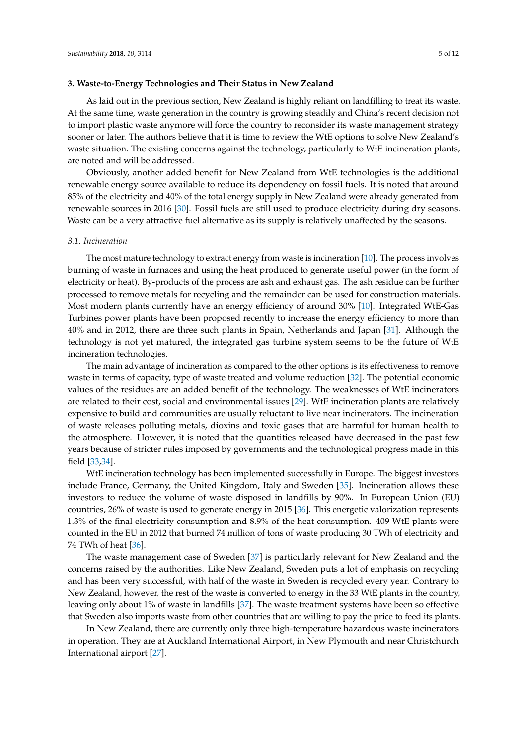## 3. Waste-to-Energy Technologies and Their Status in New Zealand

As laid out in the previous section, New Zealand is highly reliant on landfilling to treat its waste. At the same time, waste generation in the country is growing steadily and China's recent decision not to import plastic waste anymore will force the country to reconsider its waste management strategy sooner or later. The authors believe that it is time to review the WtE options to solve New Zealand's waste situation. The existing concerns against the technology, particularly to WtE incineration plants, are noted and will be addressed.

Obviously, another added benefit for New Zealand from WtE technologies is the additional renewable energy source available to reduce its dependency on fossil fuels. It is noted that around 85% of the electricity and 40% of the total energy supply in New Zealand were already generated from renewable sources in 2016 [30]. Fossil fuels are still used to produce electricity during dry seasons. Waste can be a very attractive fuel alternative as its supply is relatively unaffected by the seasons.

### *3.1. Incineration*

The most mature technology to extract energy from waste is incineration [10]. The process involves burning of waste in furnaces and using the heat produced to generate useful power (in the form of electricity or heat). By-products of the process are ash and exhaust gas. The ash residue can be further processed to remove metals for recycling and the remainder can be used for construction materials. Most modern plants currently have an energy efficiency of around 30% [10]. Integrated WtE-Gas Turbines power plants have been proposed recently to increase the energy efficiency to more than 40% and in 2012, there are three such plants in Spain, Netherlands and Japan [31]. Although the technology is not yet matured, the integrated gas turbine system seems to be the future of WtE incineration technologies.

The main advantage of incineration as compared to the other options is its effectiveness to remove waste in terms of capacity, type of waste treated and volume reduction [32]. The potential economic values of the residues are an added benefit of the technology. The weaknesses of WtE incinerators are related to their cost, social and environmental issues [29]. WtE incineration plants are relatively expensive to build and communities are usually reluctant to live near incinerators. The incineration of waste releases polluting metals, dioxins and toxic gases that are harmful for human health to the atmosphere. However, it is noted that the quantities released have decreased in the past few years because of stricter rules imposed by governments and the technological progress made in this field [33,34].

WtE incineration technology has been implemented successfully in Europe. The biggest investors include France, Germany, the United Kingdom, Italy and Sweden [35]. Incineration allows these investors to reduce the volume of waste disposed in landfills by 90%. In European Union (EU) countries, 26% of waste is used to generate energy in 2015 [36]. This energetic valorization represents 1.3% of the final electricity consumption and 8.9% of the heat consumption. 409 WtE plants were counted in the EU in 2012 that burned 74 million of tons of waste producing 30 TWh of electricity and 74 TWh of heat [36].

The waste management case of Sweden [37] is particularly relevant for New Zealand and the concerns raised by the authorities. Like New Zealand, Sweden puts a lot of emphasis on recycling and has been very successful, with half of the waste in Sweden is recycled every year. Contrary to New Zealand, however, the rest of the waste is converted to energy in the 33 WtE plants in the country, leaving only about 1% of waste in landfills [37]. The waste treatment systems have been so effective that Sweden also imports waste from other countries that are willing to pay the price to feed its plants.

In New Zealand, there are currently only three high-temperature hazardous waste incinerators in operation. They are at Auckland International Airport, in New Plymouth and near Christchurch International airport [27].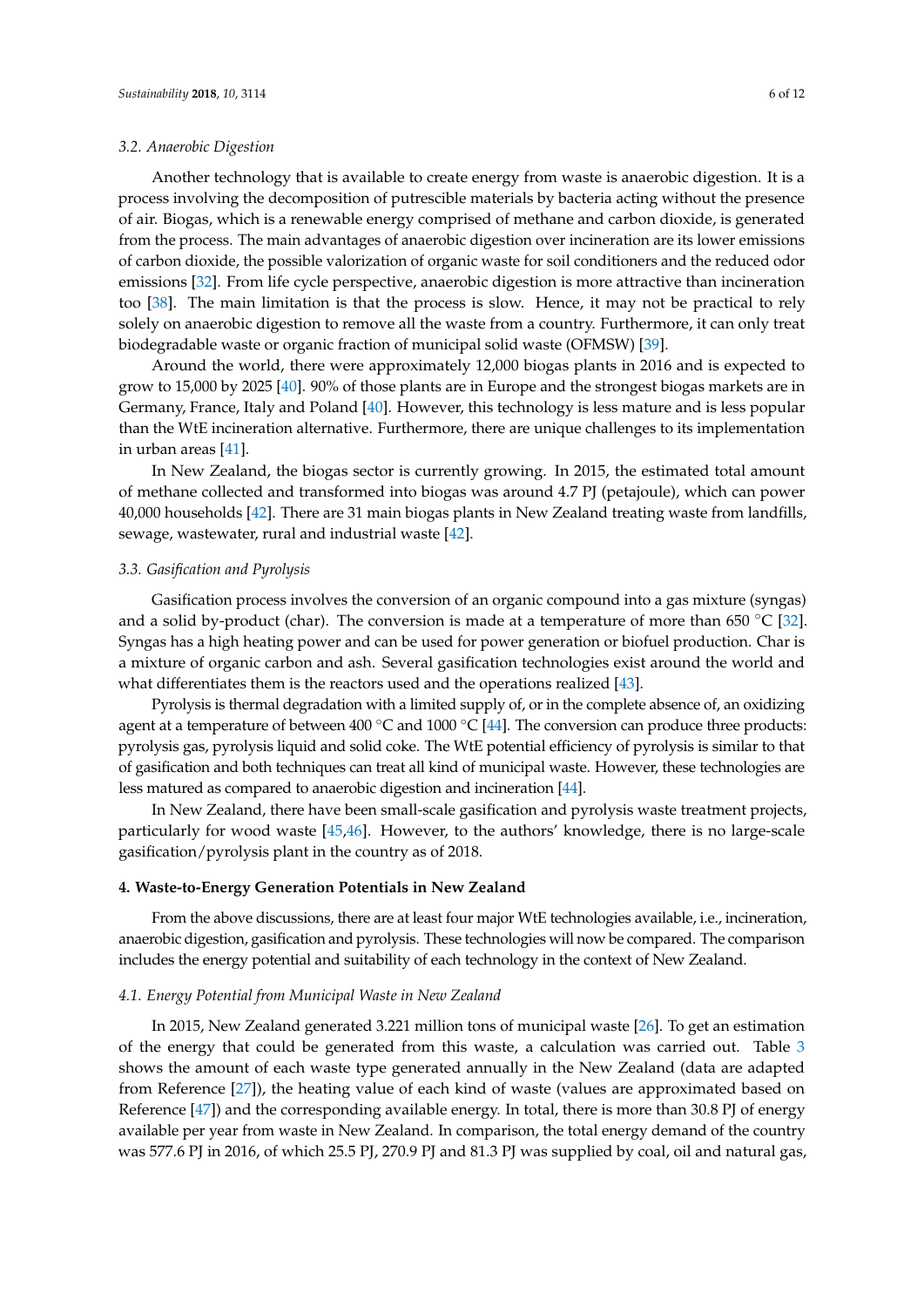### 3.2. Anaerobic Digestion

Another technology that is available to create energy from waste is anaerobic digestion. It is a process involving the decomposition of putrescible materials by bacteria acting without the presence of air. Biogas, which is a renewable energy comprised of methane and carbon dioxide, is generated from the process. The main advantages of anaerobic digestion over incineration are its lower emissions of carbon dioxide, the possible valorization of organic waste for soil conditioners and the reduced odor emissions [32]. From life cycle perspective, anaerobic digestion is more attractive than incineration too [38]. The main limitation is that the process is slow. Hence, it may not be practical to rely solely on anaerobic digestion to remove all the waste from a country. Furthermore, it can only treat biodegradable waste or organic fraction of municipal solid waste (OFMSW) [39].

Around the world, there were approximately 12,000 biogas plants in 2016 and is expected to grow to 15,000 by 2025 [40]. 90% of those plants are in Europe and the strongest biogas markets are in Germany, France, Italy and Poland [40]. However, this technology is less mature and is less popular than the WtE incineration alternative. Furthermore, there are unique challenges to its implementation in urban areas [41].

In New Zealand, the biogas sector is currently growing. In 2015, the estimated total amount of methane collected and transformed into biogas was around 4.7 PJ (petajoule), which can power 40,000 households [42]. There are 31 main biogas plants in New Zealand treating waste from landfills, sewage, wastewater, rural and industrial waste [42].

### 3.3. Gasification and Pyrolysis

Gasification process involves the conversion of an organic compound into a gas mixture (syngas) and a solid by-product (char). The conversion is made at a temperature of more than 650 °C [32]. Syngas has a high heating power and can be used for power generation or biofuel production. Char is a mixture of organic carbon and ash. Several gasification technologies exist around the world and what differentiates them is the reactors used and the operations realized [43].

Pyrolysis is thermal degradation with a limited supply of, or in the complete absence of, an oxidizing agent at a temperature of between 400 °C and 1000 °C [44]. The conversion can produce three products: pyrolysis gas, pyrolysis liquid and solid coke. The WtE potential efficiency of pyrolysis is similar to that of gasification and both techniques can treat all kind of municipal waste. However, these technologies are less matured as compared to anaerobic digestion and incineration [44].

In New Zealand, there have been small-scale gasification and pyrolysis waste treatment projects, particularly for wood waste [45,46]. However, to the authors' knowledge, there is no large-scale gasification/pyrolysis plant in the country as of 2018.

## 4. Waste-to-Energy Generation Potentials in New Zealand

From the above discussions, there are at least four major WtE technologies available, i.e., incineration, anaerobic digestion, gasification and pyrolysis. These technologies will now be compared. The comparison includes the energy potential and suitability of each technology in the context of New Zealand.

### 4.1. Energy Potential from Municipal Waste in New Zealand

In 2015, New Zealand generated 3.221 million tons of municipal waste [26]. To get an estimation of the energy that could be generated from this waste, a calculation was carried out. Table 3 shows the amount of each waste type generated annually in the New Zealand (data are adapted from Reference [27]), the heating value of each kind of waste (values are approximated based on Reference [47]) and the corresponding available energy. In total, there is more than 30.8 PJ of energy available per year from waste in New Zealand. In comparison, the total energy demand of the country was 577.6 PJ in 2016, of which 25.5 PJ, 270.9 PJ and 81.3 PJ was supplied by coal, oil and natural gas,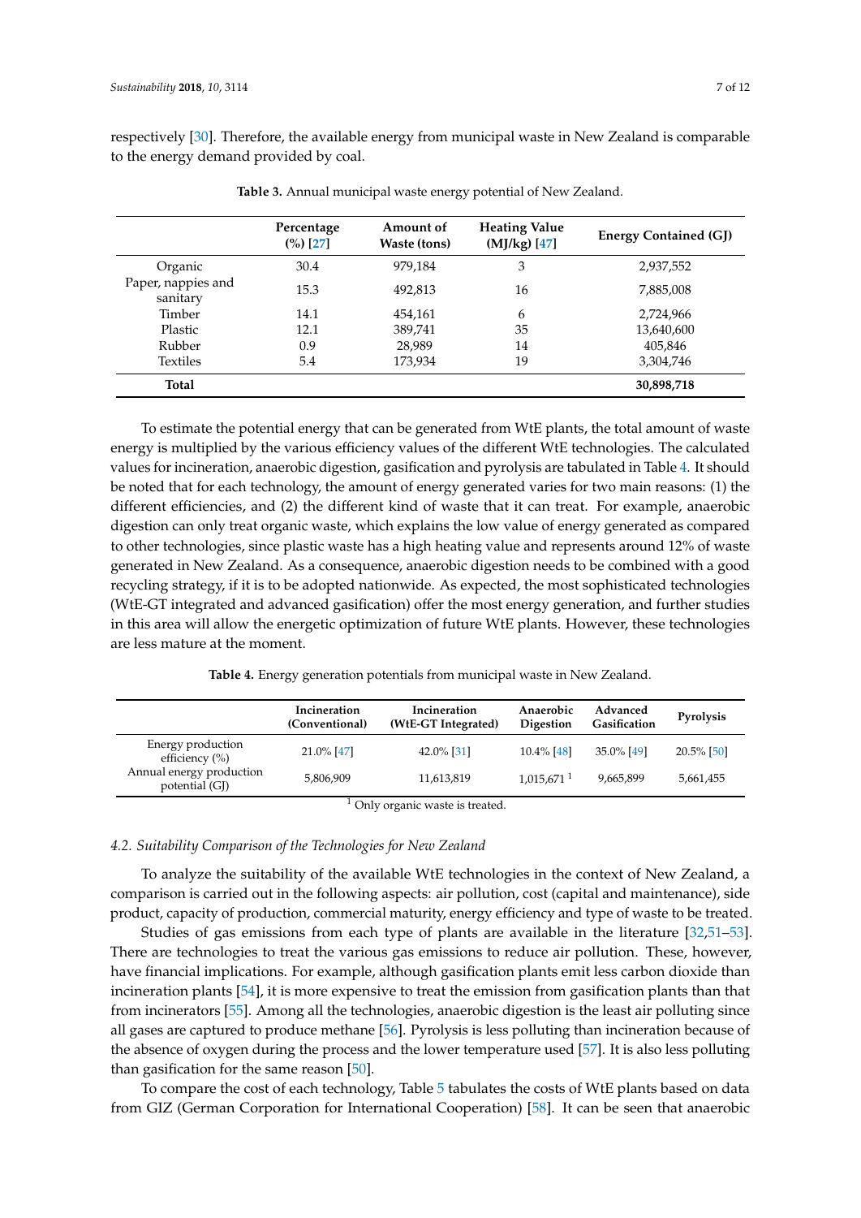respectively [30]. Therefore, the available energy from municipal waste in New Zealand is comparable to the energy demand provided by coal.

**Table 3.** Annual municipal waste energy potential of New Zealand.

| | Percentage (%) [27] | Amount of Waste (tons) | Heating Value (MJ/kg) [47] | Energy Contained (GJ) |
|---|---|---|---|---|
| Organic | 30.4 | 979,184 | 3 | 2,937,552 |
| Paper, nappies and sanitary | 15.3 | 492,813 | 16 | 7,885,008 |
| Timber | 14.1 | 454,161 | 6 | 2,724,966 |
| Plastic | 12.1 | 389,741 | 35 | 13,640,600 |
| Rubber | 0.9 | 28,989 | 14 | 405,846 |
| Textiles | 5.4 | 173,934 | 19 | 3,304,746 |
| **Total** | | | | **30,898,718** |

To estimate the potential energy that can be generated from WtE plants, the total amount of waste energy is multiplied by the various efficiency values of the different WtE technologies. The calculated values for incineration, anaerobic digestion, gasification and pyrolysis are tabulated in Table 4. It should be noted that for each technology, the amount of energy generated varies for two main reasons: (1) the different efficiencies, and (2) the different kind of waste that it can treat. For example, anaerobic digestion can only treat organic waste, which explains the low value of energy generated as compared to other technologies, since plastic waste has a high heating value and represents around 12% of waste generated in New Zealand. As a consequence, anaerobic digestion needs to be combined with a good recycling strategy, if it is to be adopted nationwide. As expected, the most sophisticated technologies (WtE-GT integrated and advanced gasification) offer the most energy generation, and further studies in this area will allow the energetic optimization of future WtE plants. However, these technologies are less mature at the moment.

**Table 4.** Energy generation potentials from municipal waste in New Zealand.

| | Incineration (Conventional) | Incineration (WtE-GT Integrated) | Anaerobic Digestion | Advanced Gasification | Pyrolysis |
|---|---|---|---|---|---|
| Energy production efficiency (%) | 21.0% [47] | 42.0% [31] | 10.4% [48] | 35.0% [49] | 20.5% [50] |
| Annual energy production potential (GJ) | 5,806,909 | 11,613,819 | 1,015,671 [1] | 9,665,899 | 5,661,455 |

[1] Only organic waste is treated.

### *4.2. Suitability Comparison of the Technologies for New Zealand*

To analyze the suitability of the available WtE technologies in the context of New Zealand, a comparison is carried out in the following aspects: air pollution, cost (capital and maintenance), side product, capacity of production, commercial maturity, energy efficiency and type of waste to be treated.

Studies of gas emissions from each type of plants are available in the literature [32,51–53]. There are technologies to treat the various gas emissions to reduce air pollution. These, however, have financial implications. For example, although gasification plants emit less carbon dioxide than incineration plants [54], it is more expensive to treat the emission from gasification plants than that from incinerators [55]. Among all the technologies, anaerobic digestion is the least air polluting since all gases are captured to produce methane [56]. Pyrolysis is less polluting than incineration because of the absence of oxygen during the process and the lower temperature used [57]. It is also less polluting than gasification for the same reason [50].

To compare the cost of each technology, Table 5 tabulates the costs of WtE plants based on data from GIZ (German Corporation for International Cooperation) [58]. It can be seen that anaerobic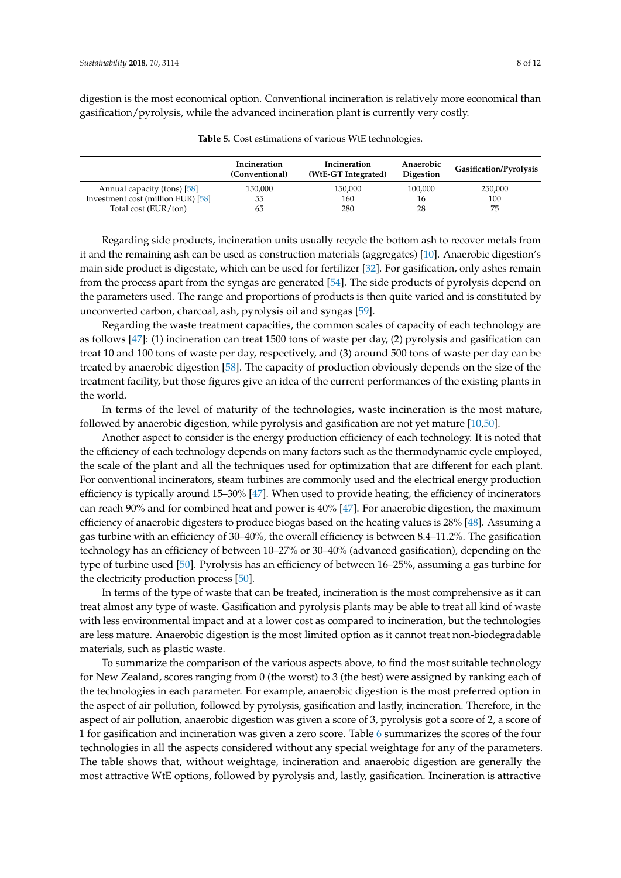digestion is the most economical option. Conventional incineration is relatively more economical than gasification/pyrolysis, while the advanced incineration plant is currently very costly.

**Table 5.** Cost estimations of various WtE technologies.

| | Incineration (Conventional) | Incineration (WtE-GT Integrated) | Anaerobic Digestion | Gasification/Pyrolysis |
|---|---|---|---|---|
| Annual capacity (tons) [58] | 150,000 | 150,000 | 100,000 | 250,000 |
| Investment cost (million EUR) [58] | 55 | 160 | 16 | 100 |
| Total cost (EUR/ton) | 65 | 280 | 28 | 75 |

Regarding side products, incineration units usually recycle the bottom ash to recover metals from it and the remaining ash can be used as construction materials (aggregates) [10]. Anaerobic digestion's main side product is digestate, which can be used for fertilizer [32]. For gasification, only ashes remain from the process apart from the syngas are generated [54]. The side products of pyrolysis depend on the parameters used. The range and proportions of products is then quite varied and is constituted by unconverted carbon, charcoal, ash, pyrolysis oil and syngas [59].

Regarding the waste treatment capacities, the common scales of capacity of each technology are as follows [47]: (1) incineration can treat 1500 tons of waste per day, (2) pyrolysis and gasification can treat 10 and 100 tons of waste per day, respectively, and (3) around 500 tons of waste per day can be treated by anaerobic digestion [58]. The capacity of production obviously depends on the size of the treatment facility, but those figures give an idea of the current performances of the existing plants in the world.

In terms of the level of maturity of the technologies, waste incineration is the most mature, followed by anaerobic digestion, while pyrolysis and gasification are not yet mature [10,50].

Another aspect to consider is the energy production efficiency of each technology. It is noted that the efficiency of each technology depends on many factors such as the thermodynamic cycle employed, the scale of the plant and all the techniques used for optimization that are different for each plant. For conventional incinerators, steam turbines are commonly used and the electrical energy production efficiency is typically around 15–30% [47]. When used to provide heating, the efficiency of incinerators can reach 90% and for combined heat and power is 40% [47]. For anaerobic digestion, the maximum efficiency of anaerobic digesters to produce biogas based on the heating values is 28% [48]. Assuming a gas turbine with an efficiency of 30–40%, the overall efficiency is between 8.4–11.2%. The gasification technology has an efficiency of between 10–27% or 30–40% (advanced gasification), depending on the type of turbine used [50]. Pyrolysis has an efficiency of between 16–25%, assuming a gas turbine for the electricity production process [50].

In terms of the type of waste that can be treated, incineration is the most comprehensive as it can treat almost any type of waste. Gasification and pyrolysis plants may be able to treat all kind of waste with less environmental impact and at a lower cost as compared to incineration, but the technologies are less mature. Anaerobic digestion is the most limited option as it cannot treat non-biodegradable materials, such as plastic waste.

To summarize the comparison of the various aspects above, to find the most suitable technology for New Zealand, scores ranging from 0 (the worst) to 3 (the best) were assigned by ranking each of the technologies in each parameter. For example, anaerobic digestion is the most preferred option in the aspect of air pollution, followed by pyrolysis, gasification and lastly, incineration. Therefore, in the aspect of air pollution, anaerobic digestion was given a score of 3, pyrolysis got a score of 2, a score of 1 for gasification and incineration was given a zero score. Table 6 summarizes the scores of the four technologies in all the aspects considered without any special weightage for any of the parameters. The table shows that, without weightage, incineration and anaerobic digestion are generally the most attractive WtE options, followed by pyrolysis and, lastly, gasification. Incineration is attractive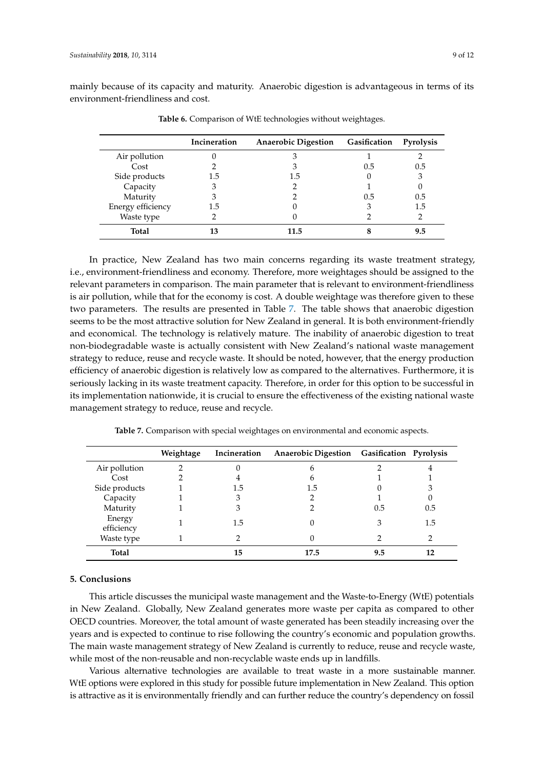mainly because of its capacity and maturity. Anaerobic digestion is advantageous in terms of its environment-friendliness and cost.

**Table 6.** Comparison of WtE technologies without weightages.

| | Incineration | Anaerobic Digestion | Gasification | Pyrolysis |
|---|---|---|---|---|
| Air pollution | 0 | 3 | 1 | 2 |
| Cost | 2 | 3 | 0.5 | 0.5 |
| Side products | 1.5 | 1.5 | 0 | 3 |
| Capacity | 3 | 2 | 1 | 0 |
| Maturity | 3 | 2 | 0.5 | 0.5 |
| Energy efficiency | 1.5 | 0 | 3 | 1.5 |
| Waste type | 2 | 0 | 2 | 2 |
| **Total** | **13** | **11.5** | **8** | **9.5** |

In practice, New Zealand has two main concerns regarding its waste treatment strategy, i.e., environment-friendliness and economy. Therefore, more weightages should be assigned to the relevant parameters in comparison. The main parameter that is relevant to environment-friendliness is air pollution, while that for the economy is cost. A double weightage was therefore given to these two parameters. The results are presented in Table 7. The table shows that anaerobic digestion seems to be the most attractive solution for New Zealand in general. It is both environment-friendly and economical. The technology is relatively mature. The inability of anaerobic digestion to treat non-biodegradable waste is actually consistent with New Zealand's national waste management strategy to reduce, reuse and recycle waste. It should be noted, however, that the energy production efficiency of anaerobic digestion is relatively low as compared to the alternatives. Furthermore, it is seriously lacking in its waste treatment capacity. Therefore, in order for this option to be successful in its implementation nationwide, it is crucial to ensure the effectiveness of the existing national waste management strategy to reduce, reuse and recycle.

**Table 7.** Comparison with special weightages on environmental and economic aspects.

| | Weightage | Incineration | Anaerobic Digestion | Gasification | Pyrolysis |
|---|---|---|---|---|---|
| Air pollution | 2 | 0 | 6 | 2 | 4 |
| Cost | 2 | 4 | 6 | 1 | 1 |
| Side products | 1 | 1.5 | 1.5 | 0 | 3 |
| Capacity | 1 | 3 | 2 | 1 | 0 |
| Maturity | 1 | 3 | 2 | 0.5 | 0.5 |
| Energy efficiency | 1 | 1.5 | 0 | 3 | 1.5 |
| Waste type | 1 | 2 | 0 | 2 | 2 |
| **Total** | | **15** | **17.5** | **9.5** | **12** |

## 5. Conclusions

This article discusses the municipal waste management and the Waste-to-Energy (WtE) potentials in New Zealand. Globally, New Zealand generates more waste per capita as compared to other OECD countries. Moreover, the total amount of waste generated has been steadily increasing over the years and is expected to continue to rise following the country's economic and population growths. The main waste management strategy of New Zealand is currently to reduce, reuse and recycle waste, while most of the non-reusable and non-recyclable waste ends up in landfills.

Various alternative technologies are available to treat waste in a more sustainable manner. WtE options were explored in this study for possible future implementation in New Zealand. This option is attractive as it is environmentally friendly and can further reduce the country's dependency on fossil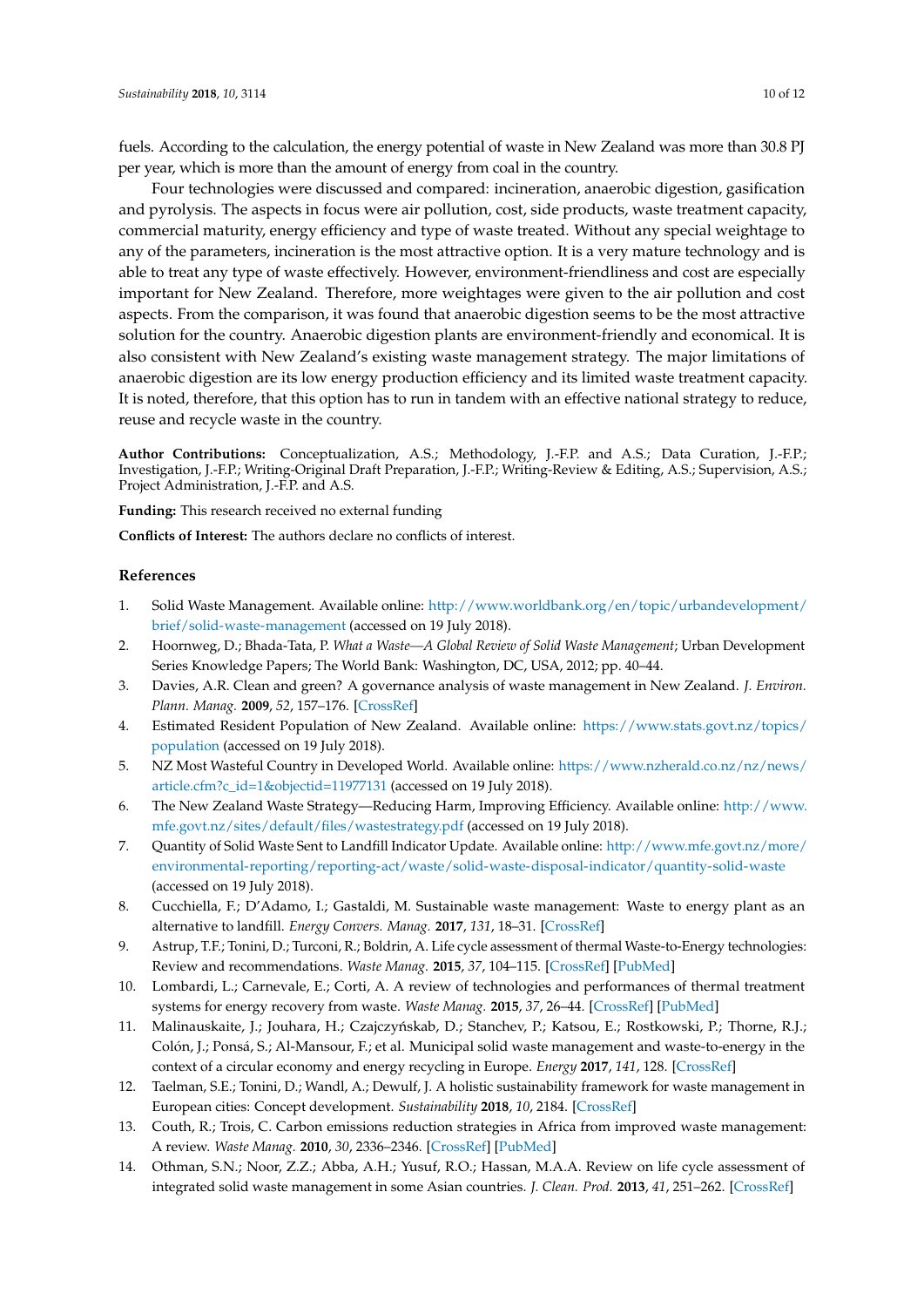fuels. According to the calculation, the energy potential of waste in New Zealand was more than 30.8 PJ per year, which is more than the amount of energy from coal in the country.

Four technologies were discussed and compared: incineration, anaerobic digestion, gasification and pyrolysis. The aspects in focus were air pollution, cost, side products, waste treatment capacity, commercial maturity, energy efficiency and type of waste treated. Without any special weightage to any of the parameters, incineration is the most attractive option. It is a very mature technology and is able to treat any type of waste effectively. However, environment-friendliness and cost are especially important for New Zealand. Therefore, more weightages were given to the air pollution and cost aspects. From the comparison, it was found that anaerobic digestion seems to be the most attractive solution for the country. Anaerobic digestion plants are environment-friendly and economical. It is also consistent with New Zealand's existing waste management strategy. The major limitations of anaerobic digestion are its low energy production efficiency and its limited waste treatment capacity. It is noted, therefore, that this option has to run in tandem with an effective national strategy to reduce, reuse and recycle waste in the country.

**Author Contributions:** Conceptualization, A.S.; Methodology, J.-F.P. and A.S.; Data Curation, J.-F.P.; Investigation, J.-F.P.; Writing-Original Draft Preparation, J.-F.P.; Writing-Review & Editing, A.S.; Supervision, A.S.; Project Administration, J.-F.P. and A.S.

**Funding:** This research received no external funding

**Conflicts of Interest:** The authors declare no conflicts of interest.

## References

1. Solid Waste Management. Available online: http://www.worldbank.org/en/topic/urbandevelopment/brief/solid-waste-management (accessed on 19 July 2018).
2. Hoornweg, D.; Bhada-Tata, P. *What a Waste—A Global Review of Solid Waste Management*; Urban Development Series Knowledge Papers; The World Bank: Washington, DC, USA, 2012; pp. 40–44.
3. Davies, A.R. Clean and green? A governance analysis of waste management in New Zealand. *J. Environ. Plann. Manag.* **2009**, *52*, 157–176. [CrossRef]
4. Estimated Resident Population of New Zealand. Available online: https://www.stats.govt.nz/topics/population (accessed on 19 July 2018).
5. NZ Most Wasteful Country in Developed World. Available online: https://www.nzherald.co.nz/nz/news/article.cfm?c_id=1&objectid=11977131 (accessed on 19 July 2018).
6. The New Zealand Waste Strategy—Reducing Harm, Improving Efficiency. Available online: http://www.mfe.govt.nz/sites/default/files/wastestrategy.pdf (accessed on 19 July 2018).
7. Quantity of Solid Waste Sent to Landfill Indicator Update. Available online: http://www.mfe.govt.nz/more/environmental-reporting/reporting-act/waste/solid-waste-disposal-indicator/quantity-solid-waste (accessed on 19 July 2018).
8. Cucchiella, F.; D'Adamo, I.; Gastaldi, M. Sustainable waste management: Waste to energy plant as an alternative to landfill. *Energy Convers. Manag.* **2017**, *131*, 18–31. [CrossRef]
9. Astrup, T.F.; Tonini, D.; Turconi, R.; Boldrin, A. Life cycle assessment of thermal Waste-to-Energy technologies: Review and recommendations. *Waste Manag.* **2015**, *37*, 104–115. [CrossRef] [PubMed]
10. Lombardi, L.; Carnevale, E.; Corti, A. A review of technologies and performances of thermal treatment systems for energy recovery from waste. *Waste Manag.* **2015**, *37*, 26–44. [CrossRef] [PubMed]
11. Malinauskaite, J.; Jouhara, H.; Czajczyńskab, D.; Stanchev, P.; Katsou, E.; Rostkowski, P.; Thorne, R.J.; Colón, J.; Ponsá, S.; Al-Mansour, F.; et al. Municipal solid waste management and waste-to-energy in the context of a circular economy and energy recycling in Europe. *Energy* **2017**, *141*, 128. [CrossRef]
12. Taelman, S.E.; Tonini, D.; Wandl, A.; Dewulf, J. A holistic sustainability framework for waste management in European cities: Concept development. *Sustainability* **2018**, *10*, 2184. [CrossRef]
13. Couth, R.; Trois, C. Carbon emissions reduction strategies in Africa from improved waste management: A review. *Waste Manag.* **2010**, *30*, 2336–2346. [CrossRef] [PubMed]
14. Othman, S.N.; Noor, Z.Z.; Abba, A.H.; Yusuf, R.O.; Hassan, M.A.A. Review on life cycle assessment of integrated solid waste management in some Asian countries. *J. Clean. Prod.* **2013**, *41*, 251–262. [CrossRef]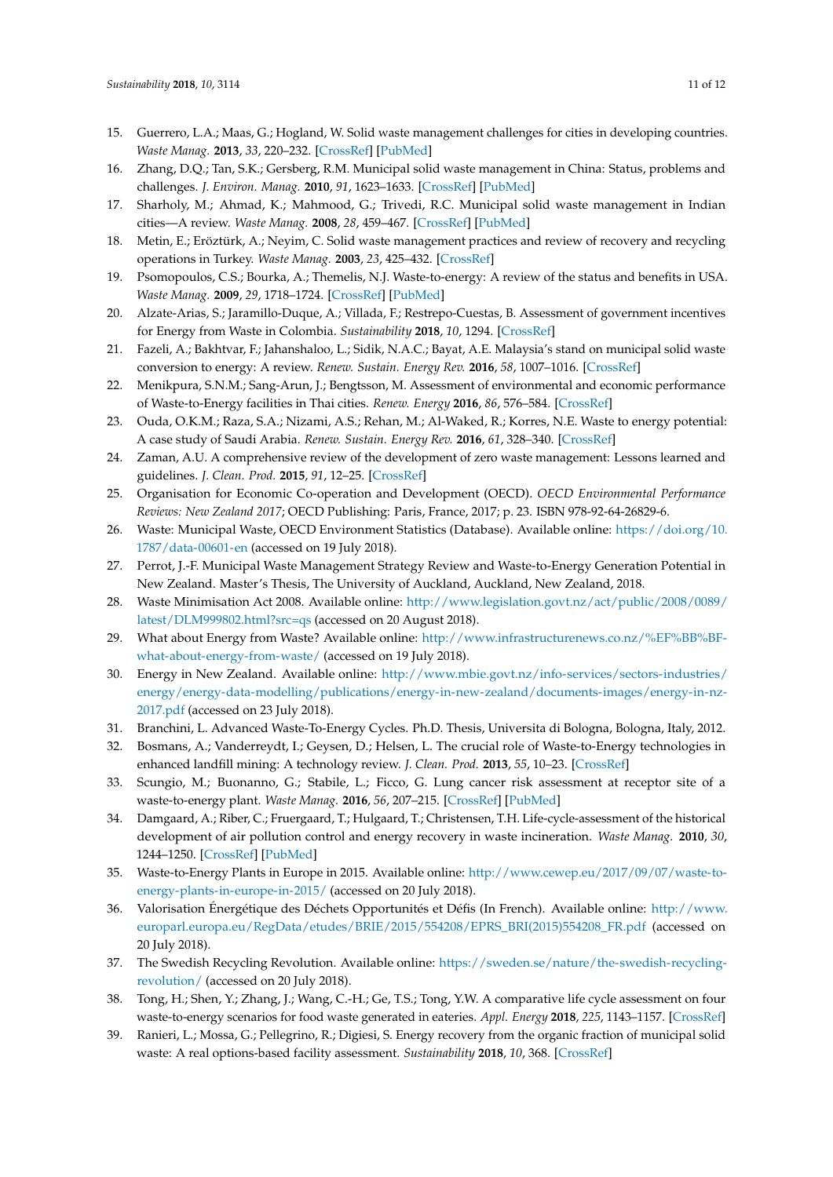15. Guerrero, L.A.; Maas, G.; Hogland, W. Solid waste management challenges for cities in developing countries. *Waste Manag.* **2013**, *33*, 220–232. [CrossRef] [PubMed]
16. Zhang, D.Q.; Tan, S.K.; Gersberg, R.M. Municipal solid waste management in China: Status, problems and challenges. *J. Environ. Manag.* **2010**, *91*, 1623–1633. [CrossRef] [PubMed]
17. Sharholy, M.; Ahmad, K.; Mahmood, G.; Trivedi, R.C. Municipal solid waste management in Indian cities—A review. *Waste Manag.* **2008**, *28*, 459–467. [CrossRef] [PubMed]
18. Metin, E.; Eröztürk, A.; Neyim, C. Solid waste management practices and review of recovery and recycling operations in Turkey. *Waste Manag.* **2003**, *23*, 425–432. [CrossRef]
19. Psomopoulos, C.S.; Bourka, A.; Themelis, N.J. Waste-to-energy: A review of the status and benefits in USA. *Waste Manag.* **2009**, *29*, 1718–1724. [CrossRef] [PubMed]
20. Alzate-Arias, S.; Jaramillo-Duque, A.; Villada, F.; Restrepo-Cuestas, B. Assessment of government incentives for Energy from Waste in Colombia. *Sustainability* **2018**, *10*, 1294. [CrossRef]
21. Fazeli, A.; Bakhtvar, F.; Jahanshaloo, L.; Sidik, N.A.C.; Bayat, A.E. Malaysia's stand on municipal solid waste conversion to energy: A review. *Renew. Sustain. Energy Rev.* **2016**, *58*, 1007–1016. [CrossRef]
22. Menikpura, S.N.M.; Sang-Arun, J.; Bengtsson, M. Assessment of environmental and economic performance of Waste-to-Energy facilities in Thai cities. *Renew. Energy* **2016**, *86*, 576–584. [CrossRef]
23. Ouda, O.K.M.; Raza, S.A.; Nizami, A.S.; Rehan, M.; Al-Waked, R.; Korres, N.E. Waste to energy potential: A case study of Saudi Arabia. *Renew. Sustain. Energy Rev.* **2016**, *61*, 328–340. [CrossRef]
24. Zaman, A.U. A comprehensive review of the development of zero waste management: Lessons learned and guidelines. *J. Clean. Prod.* **2015**, *91*, 12–25. [CrossRef]
25. Organisation for Economic Co-operation and Development (OECD). *OECD Environmental Performance Reviews: New Zealand 2017*; OECD Publishing: Paris, France, 2017; p. 23. ISBN 978-92-64-26829-6.
26. Waste: Municipal Waste, OECD Environment Statistics (Database). Available online: https://doi.org/10.1787/data-00601-en (accessed on 19 July 2018).
27. Perrot, J.-F. Municipal Waste Management Strategy Review and Waste-to-Energy Generation Potential in New Zealand. Master's Thesis, The University of Auckland, Auckland, New Zealand, 2018.
28. Waste Minimisation Act 2008. Available online: http://www.legislation.govt.nz/act/public/2008/0089/latest/DLM999802.html?src=qs (accessed on 20 August 2018).
29. What about Energy from Waste? Available online: http://www.infrastructurenews.co.nz/%EF%BB%BF-what-about-energy-from-waste/ (accessed on 19 July 2018).
30. Energy in New Zealand. Available online: http://www.mbie.govt.nz/info-services/sectors-industries/energy/energy-data-modelling/publications/energy-in-new-zealand/documents-images/energy-in-nz-2017.pdf (accessed on 23 July 2018).
31. Branchini, L. Advanced Waste-To-Energy Cycles. Ph.D. Thesis, Universita di Bologna, Bologna, Italy, 2012.
32. Bosmans, A.; Vanderreydt, I.; Geysen, D.; Helsen, L. The crucial role of Waste-to-Energy technologies in enhanced landfill mining: A technology review. *J. Clean. Prod.* **2013**, *55*, 10–23. [CrossRef]
33. Scungio, M.; Buonanno, G.; Stabile, L.; Ficco, G. Lung cancer risk assessment at receptor site of a waste-to-energy plant. *Waste Manag.* **2016**, *56*, 207–215. [CrossRef] [PubMed]
34. Damgaard, A.; Riber, C.; Fruergaard, T.; Hulgaard, T.; Christensen, T.H. Life-cycle-assessment of the historical development of air pollution control and energy recovery in waste incineration. *Waste Manag.* **2010**, *30*, 1244–1250. [CrossRef] [PubMed]
35. Waste-to-Energy Plants in Europe in 2015. Available online: http://www.cewep.eu/2017/09/07/waste-to-energy-plants-in-europe-in-2015/ (accessed on 20 July 2018).
36. Valorisation Énergétique des Déchets Opportunités et Défis (In French). Available online: http://www.europarl.europa.eu/RegData/etudes/BRIE/2015/554208/EPRS_BRI(2015)554208_FR.pdf (accessed on 20 July 2018).
37. The Swedish Recycling Revolution. Available online: https://sweden.se/nature/the-swedish-recycling-revolution/ (accessed on 20 July 2018).
38. Tong, H.; Shen, Y.; Zhang, J.; Wang, C.-H.; Ge, T.S.; Tong, Y.W. A comparative life cycle assessment on four waste-to-energy scenarios for food waste generated in eateries. *Appl. Energy* **2018**, *225*, 1143–1157. [CrossRef]
39. Ranieri, L.; Mossa, G.; Pellegrino, R.; Digiesi, S. Energy recovery from the organic fraction of municipal solid waste: A real options-based facility assessment. *Sustainability* **2018**, *10*, 368. [CrossRef]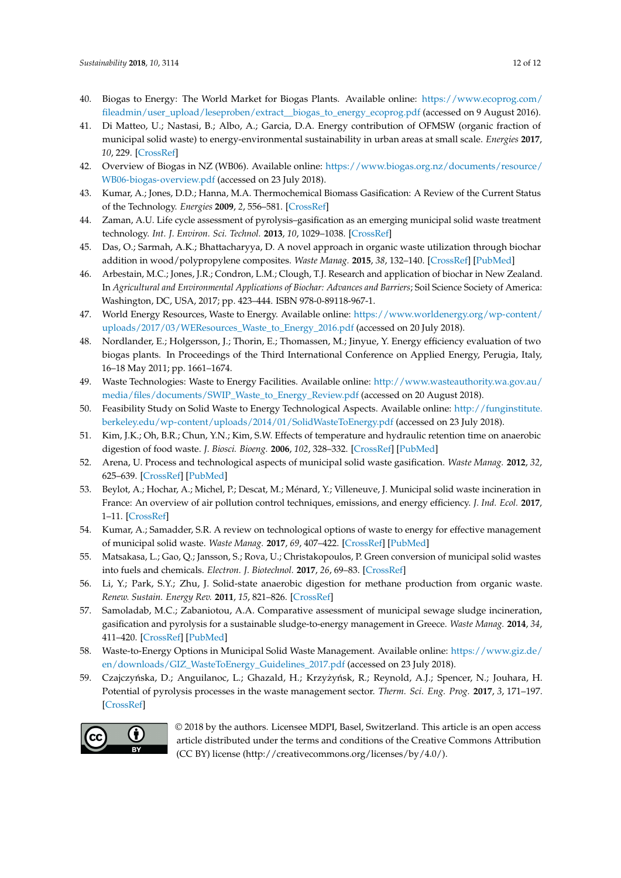40. Biogas to Energy: The World Market for Biogas Plants. Available online: https://www.ecoprog.com/fileadmin/user_upload/leseproben/extract__biogas_to_energy_ecoprog.pdf (accessed on 9 August 2016).
41. Di Matteo, U.; Nastasi, B.; Albo, A.; Garcia, D.A. Energy contribution of OFMSW (organic fraction of municipal solid waste) to energy-environmental sustainability in urban areas at small scale. *Energies* **2017**, *10*, 229. [CrossRef]
42. Overview of Biogas in NZ (WB06). Available online: https://www.biogas.org.nz/documents/resource/WB06-biogas-overview.pdf (accessed on 23 July 2018).
43. Kumar, A.; Jones, D.D.; Hanna, M.A. Thermochemical Biomass Gasification: A Review of the Current Status of the Technology. *Energies* **2009**, *2*, 556–581. [CrossRef]
44. Zaman, A.U. Life cycle assessment of pyrolysis–gasification as an emerging municipal solid waste treatment technology. *Int. J. Environ. Sci. Technol.* **2013**, *10*, 1029–1038. [CrossRef]
45. Das, O.; Sarmah, A.K.; Bhattacharyya, D. A novel approach in organic waste utilization through biochar addition in wood/polypropylene composites. *Waste Manag.* **2015**, *38*, 132–140. [CrossRef] [PubMed]
46. Arbestain, M.C.; Jones, J.R.; Condron, L.M.; Clough, T.J. Research and application of biochar in New Zealand. In *Agricultural and Environmental Applications of Biochar: Advances and Barriers*; Soil Science Society of America: Washington, DC, USA, 2017; pp. 423–444. ISBN 978-0-89118-967-1.
47. World Energy Resources, Waste to Energy. Available online: https://www.worldenergy.org/wp-content/uploads/2017/03/WEResources_Waste_to_Energy_2016.pdf (accessed on 20 July 2018).
48. Nordlander, E.; Holgersson, J.; Thorin, E.; Thomassen, M.; Jinyue, Y. Energy efficiency evaluation of two biogas plants. In Proceedings of the Third International Conference on Applied Energy, Perugia, Italy, 16–18 May 2011; pp. 1661–1674.
49. Waste Technologies: Waste to Energy Facilities. Available online: http://www.wasteauthority.wa.gov.au/media/files/documents/SWIP_Waste_to_Energy_Review.pdf (accessed on 20 August 2018).
50. Feasibility Study on Solid Waste to Energy Technological Aspects. Available online: http://funginstitute.berkeley.edu/wp-content/uploads/2014/01/SolidWasteToEnergy.pdf (accessed on 23 July 2018).
51. Kim, J.K.; Oh, B.R.; Chun, Y.N.; Kim, S.W. Effects of temperature and hydraulic retention time on anaerobic digestion of food waste. *J. Biosci. Bioeng.* **2006**, *102*, 328–332. [CrossRef] [PubMed]
52. Arena, U. Process and technological aspects of municipal solid waste gasification. *Waste Manag.* **2012**, *32*, 625–639. [CrossRef] [PubMed]
53. Beylot, A.; Hochar, A.; Michel, P.; Descat, M.; Ménard, Y.; Villeneuve, J. Municipal solid waste incineration in France: An overview of air pollution control techniques, emissions, and energy efficiency. *J. Ind. Ecol.* **2017**, 1–11. [CrossRef]
54. Kumar, A.; Samadder, S.R. A review on technological options of waste to energy for effective management of municipal solid waste. *Waste Manag.* **2017**, *69*, 407–422. [CrossRef] [PubMed]
55. Matsakasa, L.; Gao, Q.; Jansson, S.; Rova, U.; Christakopoulos, P. Green conversion of municipal solid wastes into fuels and chemicals. *Electron. J. Biotechnol.* **2017**, *26*, 69–83. [CrossRef]
56. Li, Y.; Park, S.Y.; Zhu, J. Solid-state anaerobic digestion for methane production from organic waste. *Renew. Sustain. Energy Rev.* **2011**, *15*, 821–826. [CrossRef]
57. Samoladab, M.C.; Zabaniotou, A.A. Comparative assessment of municipal sewage sludge incineration, gasification and pyrolysis for a sustainable sludge-to-energy management in Greece. *Waste Manag.* **2014**, *34*, 411–420. [CrossRef] [PubMed]
58. Waste-to-Energy Options in Municipal Solid Waste Management. Available online: https://www.giz.de/en/downloads/GIZ_WasteToEnergy_Guidelines_2017.pdf (accessed on 23 July 2018).
59. Czajczyńska, D.; Anguilanoc, L.; Ghazald, H.; Krzyżyńsk, R.; Reynold, A.J.; Spencer, N.; Jouhara, H. Potential of pyrolysis processes in the waste management sector. *Therm. Sci. Eng. Prog.* **2017**, *3*, 171–197. [CrossRef]

© 2018 by the authors. Licensee MDPI, Basel, Switzerland. This article is an open access article distributed under the terms and conditions of the Creative Commons Attribution (CC BY) license (http://creativecommons.org/licenses/by/4.0/).